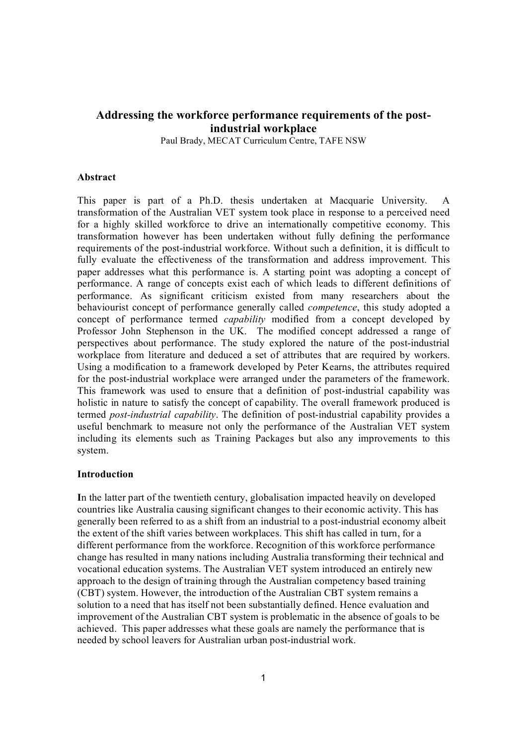# Addressing the workforce performance requirements of the post-industrial workplace

Paul Brady, MECAT Curriculum Centre, TAFE NSW

## Abstract

This paper is part of a Ph.D. thesis undertaken at Macquarie University. A transformation of the Australian VET system took place in response to a perceived need for a highly skilled workforce to drive an internationally competitive economy. This transformation however has been undertaken without fully defining the performance requirements of the post-industrial workforce. Without such a definition, it is difficult to fully evaluate the effectiveness of the transformation and address improvement. This paper addresses what this performance is. A starting point was adopting a concept of performance. A range of concepts exist each of which leads to different definitions of performance. As significant criticism existed from many researchers about the behaviourist concept of performance generally called *competence*, this study adopted a concept of performance termed *capability* modified from a concept developed by Professor John Stephenson in the UK. The modified concept addressed a range of perspectives about performance. The study explored the nature of the post-industrial workplace from literature and deduced a set of attributes that are required by workers. Using a modification to a framework developed by Peter Kearns, the attributes required for the post-industrial workplace were arranged under the parameters of the framework. This framework was used to ensure that a definition of post-industrial capability was holistic in nature to satisfy the concept of capability. The overall framework produced is termed *post-industrial capability*. The definition of post-industrial capability provides a useful benchmark to measure not only the performance of the Australian VET system including its elements such as Training Packages but also any improvements to this system.

## Introduction

**I**n the latter part of the twentieth century, globalisation impacted heavily on developed countries like Australia causing significant changes to their economic activity. This has generally been referred to as a shift from an industrial to a post-industrial economy albeit the extent of the shift varies between workplaces. This shift has called in turn, for a different performance from the workforce. Recognition of this workforce performance change has resulted in many nations including Australia transforming their technical and vocational education systems. The Australian VET system introduced an entirely new approach to the design of training through the Australian competency based training (CBT) system. However, the introduction of the Australian CBT system remains a solution to a need that has itself not been substantially defined. Hence evaluation and improvement of the Australian CBT system is problematic in the absence of goals to be achieved. This paper addresses what these goals are namely the performance that is needed by school leavers for Australian urban post-industrial work.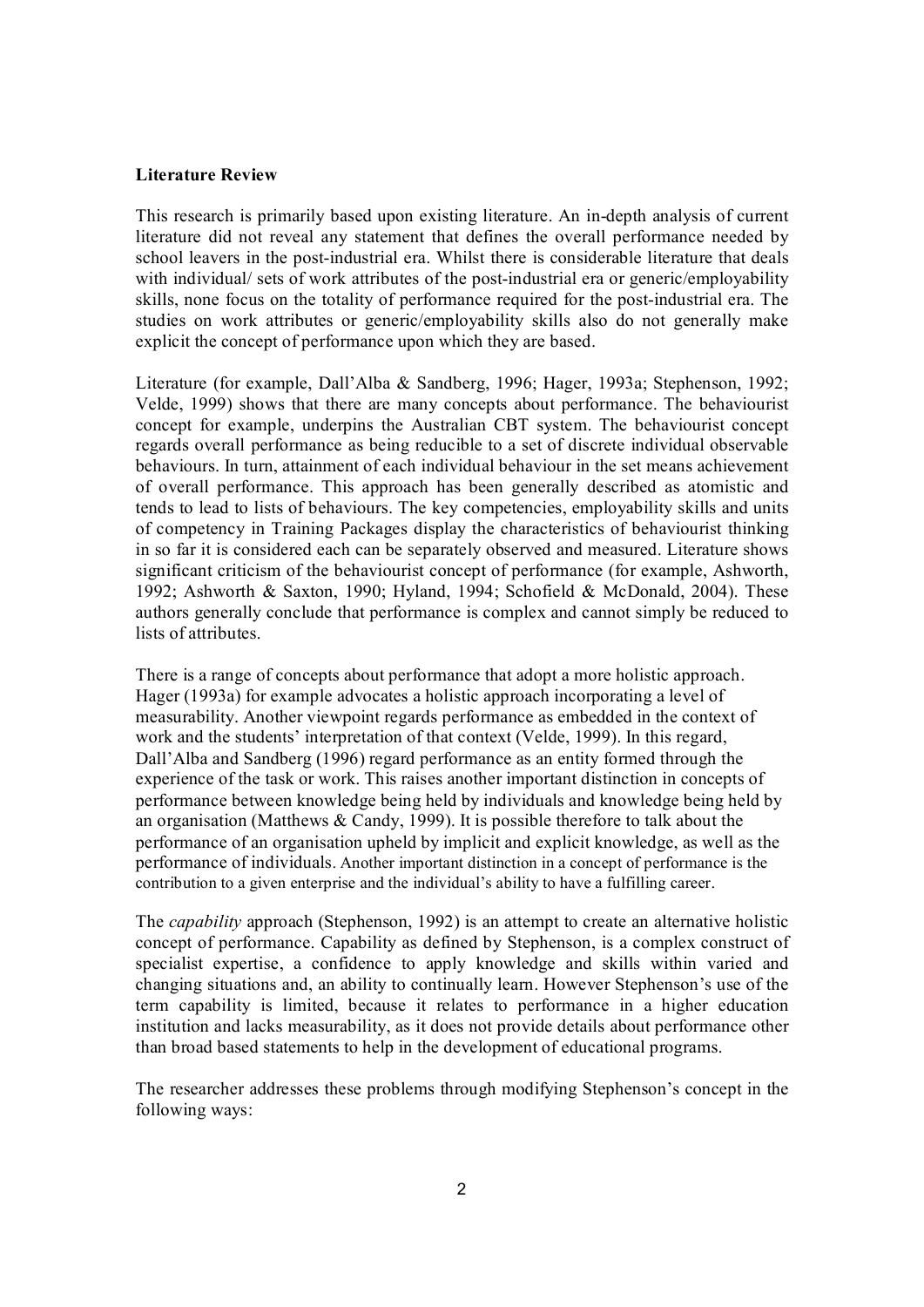**Literature Review**

This research is primarily based upon existing literature. An in-depth analysis of current literature did not reveal any statement that defines the overall performance needed by school leavers in the post-industrial era. Whilst there is considerable literature that deals with individual/ sets of work attributes of the post-industrial era or generic/employability skills, none focus on the totality of performance required for the post-industrial era. The studies on work attributes or generic/employability skills also do not generally make explicit the concept of performance upon which they are based.

Literature (for example, Dall'Alba & Sandberg, 1996; Hager, 1993a; Stephenson, 1992; Velde, 1999) shows that there are many concepts about performance. The behaviourist concept for example, underpins the Australian CBT system. The behaviourist concept regards overall performance as being reducible to a set of discrete individual observable behaviours. In turn, attainment of each individual behaviour in the set means achievement of overall performance. This approach has been generally described as atomistic and tends to lead to lists of behaviours. The key competencies, employability skills and units of competency in Training Packages display the characteristics of behaviourist thinking in so far it is considered each can be separately observed and measured. Literature shows significant criticism of the behaviourist concept of performance (for example, Ashworth, 1992; Ashworth & Saxton, 1990; Hyland, 1994; Schofield & McDonald, 2004). These authors generally conclude that performance is complex and cannot simply be reduced to lists of attributes.

There is a range of concepts about performance that adopt a more holistic approach. Hager (1993a) for example advocates a holistic approach incorporating a level of measurability. Another viewpoint regards performance as embedded in the context of work and the students' interpretation of that context (Velde, 1999). In this regard, Dall'Alba and Sandberg (1996) regard performance as an entity formed through the experience of the task or work. This raises another important distinction in concepts of performance between knowledge being held by individuals and knowledge being held by an organisation (Matthews & Candy, 1999). It is possible therefore to talk about the performance of an organisation upheld by implicit and explicit knowledge, as well as the performance of individuals. Another important distinction in a concept of performance is the contribution to a given enterprise and the individual's ability to have a fulfilling career.

The *capability* approach (Stephenson, 1992) is an attempt to create an alternative holistic concept of performance. Capability as defined by Stephenson, is a complex construct of specialist expertise, a confidence to apply knowledge and skills within varied and changing situations and, an ability to continually learn. However Stephenson's use of the term capability is limited, because it relates to performance in a higher education institution and lacks measurability, as it does not provide details about performance other than broad based statements to help in the development of educational programs.

The researcher addresses these problems through modifying Stephenson's concept in the following ways: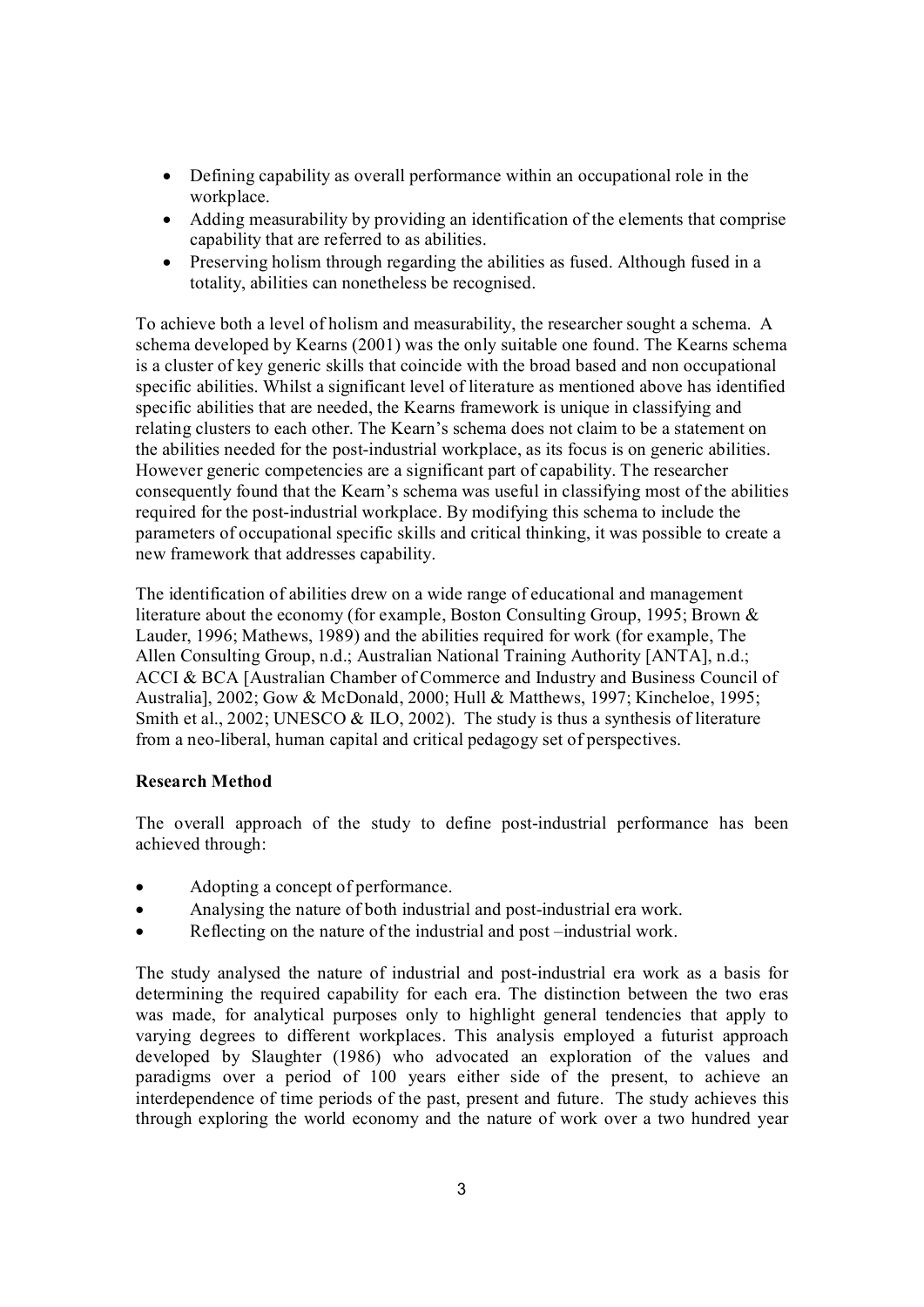- Defining capability as overall performance within an occupational role in the workplace.
- Adding measurability by providing an identification of the elements that comprise capability that are referred to as abilities.
- Preserving holism through regarding the abilities as fused. Although fused in a totality, abilities can nonetheless be recognised.

To achieve both a level of holism and measurability, the researcher sought a schema. A schema developed by Kearns (2001) was the only suitable one found. The Kearns schema is a cluster of key generic skills that coincide with the broad based and non occupational specific abilities. Whilst a significant level of literature as mentioned above has identified specific abilities that are needed, the Kearns framework is unique in classifying and relating clusters to each other. The Kearn's schema does not claim to be a statement on the abilities needed for the post-industrial workplace, as its focus is on generic abilities. However generic competencies are a significant part of capability. The researcher consequently found that the Kearn's schema was useful in classifying most of the abilities required for the post-industrial workplace. By modifying this schema to include the parameters of occupational specific skills and critical thinking, it was possible to create a new framework that addresses capability.

The identification of abilities drew on a wide range of educational and management literature about the economy (for example, Boston Consulting Group, 1995; Brown & Lauder, 1996; Mathews, 1989) and the abilities required for work (for example, The Allen Consulting Group, n.d.; Australian National Training Authority [ANTA], n.d.; ACCI & BCA [Australian Chamber of Commerce and Industry and Business Council of Australia], 2002; Gow & McDonald, 2000; Hull & Matthews, 1997; Kincheloe, 1995; Smith et al., 2002; UNESCO & ILO, 2002). The study is thus a synthesis of literature from a neo-liberal, human capital and critical pedagogy set of perspectives.

**Research Method**

The overall approach of the study to define post-industrial performance has been achieved through:

- Adopting a concept of performance.
- Analysing the nature of both industrial and post-industrial era work.
- Reflecting on the nature of the industrial and post –industrial work.

The study analysed the nature of industrial and post-industrial era work as a basis for determining the required capability for each era. The distinction between the two eras was made, for analytical purposes only to highlight general tendencies that apply to varying degrees to different workplaces. This analysis employed a futurist approach developed by Slaughter (1986) who advocated an exploration of the values and paradigms over a period of 100 years either side of the present, to achieve an interdependence of time periods of the past, present and future. The study achieves this through exploring the world economy and the nature of work over a two hundred year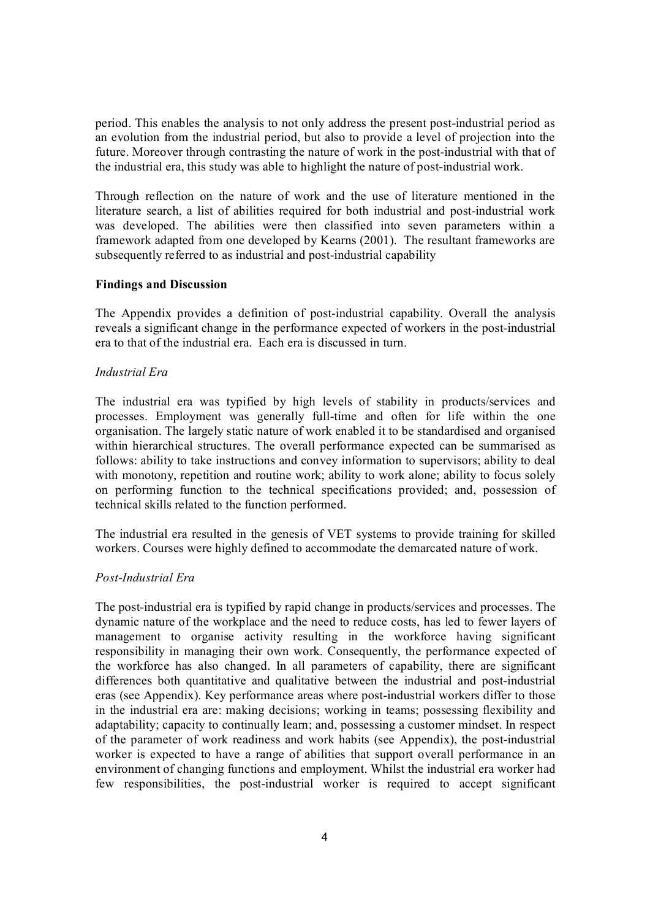period. This enables the analysis to not only address the present post-industrial period as an evolution from the industrial period, but also to provide a level of projection into the future. Moreover through contrasting the nature of work in the post-industrial with that of the industrial era, this study was able to highlight the nature of post-industrial work.

Through reflection on the nature of work and the use of literature mentioned in the literature search, a list of abilities required for both industrial and post-industrial work was developed. The abilities were then classified into seven parameters within a framework adapted from one developed by Kearns (2001). The resultant frameworks are subsequently referred to as industrial and post-industrial capability

**Findings and Discussion**

The Appendix provides a definition of post-industrial capability. Overall the analysis reveals a significant change in the performance expected of workers in the post-industrial era to that of the industrial era. Each era is discussed in turn.

*Industrial Era*

The industrial era was typified by high levels of stability in products/services and processes. Employment was generally full-time and often for life within the one organisation. The largely static nature of work enabled it to be standardised and organised within hierarchical structures. The overall performance expected can be summarised as follows: ability to take instructions and convey information to supervisors; ability to deal with monotony, repetition and routine work; ability to work alone; ability to focus solely on performing function to the technical specifications provided; and, possession of technical skills related to the function performed.

The industrial era resulted in the genesis of VET systems to provide training for skilled workers. Courses were highly defined to accommodate the demarcated nature of work.

*Post-Industrial Era*

The post-industrial era is typified by rapid change in products/services and processes. The dynamic nature of the workplace and the need to reduce costs, has led to fewer layers of management to organise activity resulting in the workforce having significant responsibility in managing their own work. Consequently, the performance expected of the workforce has also changed. In all parameters of capability, there are significant differences both quantitative and qualitative between the industrial and post-industrial eras (see Appendix). Key performance areas where post-industrial workers differ to those in the industrial era are: making decisions; working in teams; possessing flexibility and adaptability; capacity to continually learn; and, possessing a customer mindset. In respect of the parameter of work readiness and work habits (see Appendix), the post-industrial worker is expected to have a range of abilities that support overall performance in an environment of changing functions and employment. Whilst the industrial era worker had few responsibilities, the post-industrial worker is required to accept significant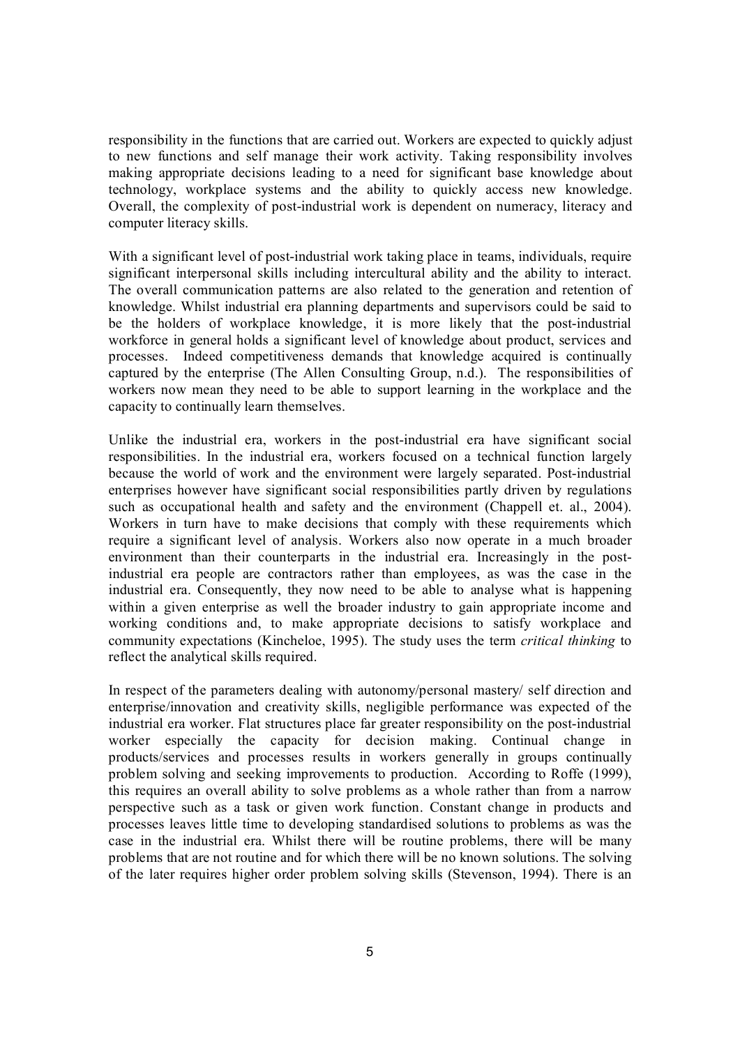responsibility in the functions that are carried out. Workers are expected to quickly adjust to new functions and self manage their work activity. Taking responsibility involves making appropriate decisions leading to a need for significant base knowledge about technology, workplace systems and the ability to quickly access new knowledge. Overall, the complexity of post-industrial work is dependent on numeracy, literacy and computer literacy skills.

With a significant level of post-industrial work taking place in teams, individuals, require significant interpersonal skills including intercultural ability and the ability to interact. The overall communication patterns are also related to the generation and retention of knowledge. Whilst industrial era planning departments and supervisors could be said to be the holders of workplace knowledge, it is more likely that the post-industrial workforce in general holds a significant level of knowledge about product, services and processes. Indeed competitiveness demands that knowledge acquired is continually captured by the enterprise (The Allen Consulting Group, n.d.). The responsibilities of workers now mean they need to be able to support learning in the workplace and the capacity to continually learn themselves.

Unlike the industrial era, workers in the post-industrial era have significant social responsibilities. In the industrial era, workers focused on a technical function largely because the world of work and the environment were largely separated. Post-industrial enterprises however have significant social responsibilities partly driven by regulations such as occupational health and safety and the environment (Chappell et. al., 2004). Workers in turn have to make decisions that comply with these requirements which require a significant level of analysis. Workers also now operate in a much broader environment than their counterparts in the industrial era. Increasingly in the post-industrial era people are contractors rather than employees, as was the case in the industrial era. Consequently, they now need to be able to analyse what is happening within a given enterprise as well the broader industry to gain appropriate income and working conditions and, to make appropriate decisions to satisfy workplace and community expectations (Kincheloe, 1995). The study uses the term *critical thinking* to reflect the analytical skills required.

In respect of the parameters dealing with autonomy/personal mastery/ self direction and enterprise/innovation and creativity skills, negligible performance was expected of the industrial era worker. Flat structures place far greater responsibility on the post-industrial worker especially the capacity for decision making. Continual change in products/services and processes results in workers generally in groups continually problem solving and seeking improvements to production. According to Roffe (1999), this requires an overall ability to solve problems as a whole rather than from a narrow perspective such as a task or given work function. Constant change in products and processes leaves little time to developing standardised solutions to problems as was the case in the industrial era. Whilst there will be routine problems, there will be many problems that are not routine and for which there will be no known solutions. The solving of the later requires higher order problem solving skills (Stevenson, 1994). There is an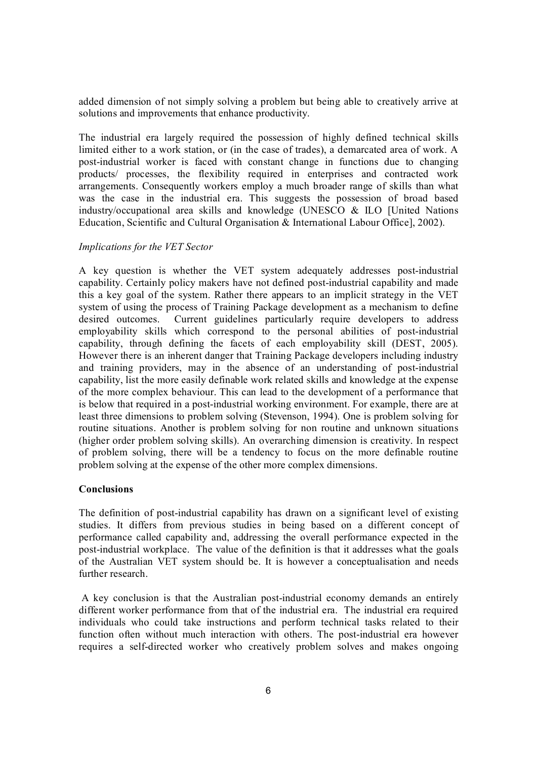added dimension of not simply solving a problem but being able to creatively arrive at solutions and improvements that enhance productivity.

The industrial era largely required the possession of highly defined technical skills limited either to a work station, or (in the case of trades), a demarcated area of work. A post-industrial worker is faced with constant change in functions due to changing products/ processes, the flexibility required in enterprises and contracted work arrangements. Consequently workers employ a much broader range of skills than what was the case in the industrial era. This suggests the possession of broad based industry/occupational area skills and knowledge (UNESCO & ILO [United Nations Education, Scientific and Cultural Organisation & International Labour Office], 2002).

*Implications for the VET Sector*

A key question is whether the VET system adequately addresses post-industrial capability. Certainly policy makers have not defined post-industrial capability and made this a key goal of the system. Rather there appears to an implicit strategy in the VET system of using the process of Training Package development as a mechanism to define desired outcomes. Current guidelines particularly require developers to address employability skills which correspond to the personal abilities of post-industrial capability, through defining the facets of each employability skill (DEST, 2005). However there is an inherent danger that Training Package developers including industry and training providers, may in the absence of an understanding of post-industrial capability, list the more easily definable work related skills and knowledge at the expense of the more complex behaviour. This can lead to the development of a performance that is below that required in a post-industrial working environment. For example, there are at least three dimensions to problem solving (Stevenson, 1994). One is problem solving for routine situations. Another is problem solving for non routine and unknown situations (higher order problem solving skills). An overarching dimension is creativity. In respect of problem solving, there will be a tendency to focus on the more definable routine problem solving at the expense of the other more complex dimensions.

**Conclusions**

The definition of post-industrial capability has drawn on a significant level of existing studies. It differs from previous studies in being based on a different concept of performance called capability and, addressing the overall performance expected in the post-industrial workplace. The value of the definition is that it addresses what the goals of the Australian VET system should be. It is however a conceptualisation and needs further research.

A key conclusion is that the Australian post-industrial economy demands an entirely different worker performance from that of the industrial era. The industrial era required individuals who could take instructions and perform technical tasks related to their function often without much interaction with others. The post-industrial era however requires a self-directed worker who creatively problem solves and makes ongoing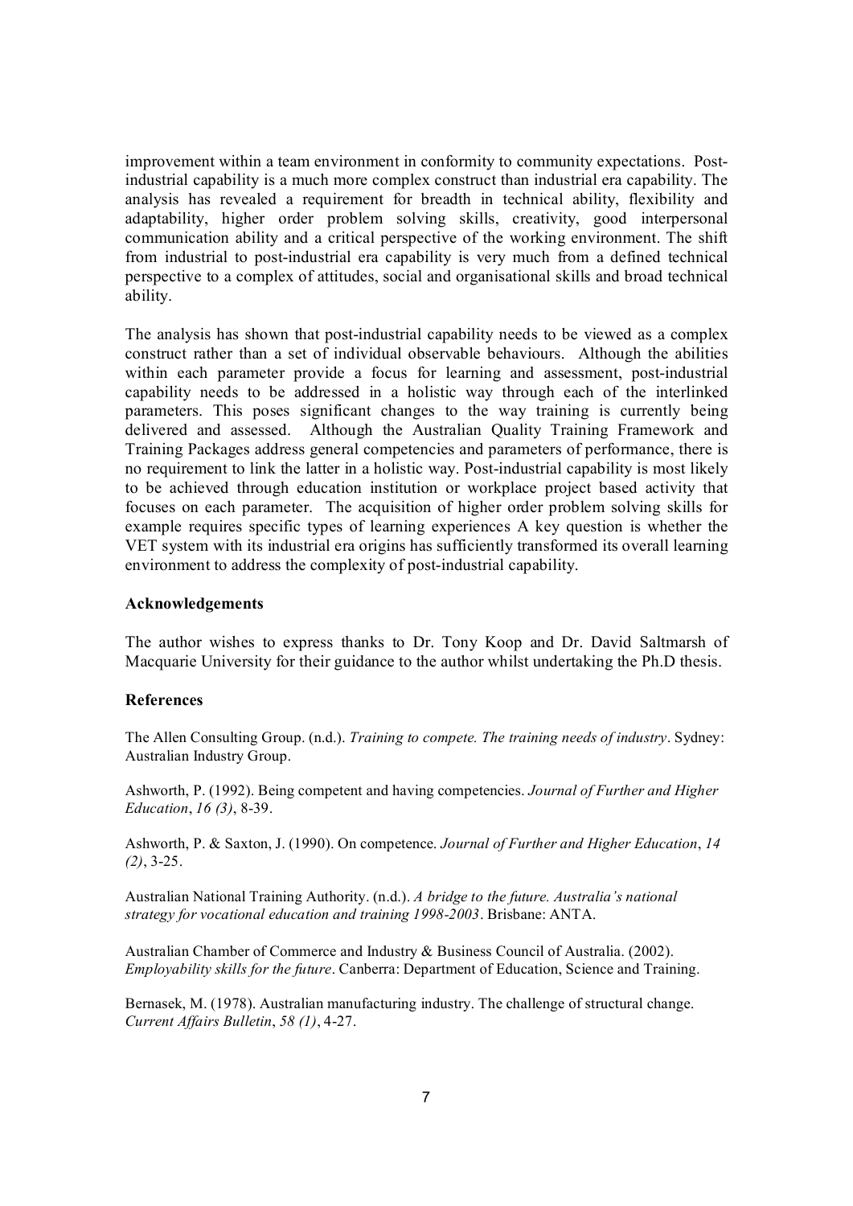improvement within a team environment in conformity to community expectations. Post-industrial capability is a much more complex construct than industrial era capability. The analysis has revealed a requirement for breadth in technical ability, flexibility and adaptability, higher order problem solving skills, creativity, good interpersonal communication ability and a critical perspective of the working environment. The shift from industrial to post-industrial era capability is very much from a defined technical perspective to a complex of attitudes, social and organisational skills and broad technical ability.

The analysis has shown that post-industrial capability needs to be viewed as a complex construct rather than a set of individual observable behaviours. Although the abilities within each parameter provide a focus for learning and assessment, post-industrial capability needs to be addressed in a holistic way through each of the interlinked parameters. This poses significant changes to the way training is currently being delivered and assessed. Although the Australian Quality Training Framework and Training Packages address general competencies and parameters of performance, there is no requirement to link the latter in a holistic way. Post-industrial capability is most likely to be achieved through education institution or workplace project based activity that focuses on each parameter. The acquisition of higher order problem solving skills for example requires specific types of learning experiences A key question is whether the VET system with its industrial era origins has sufficiently transformed its overall learning environment to address the complexity of post-industrial capability.

**Acknowledgements**

The author wishes to express thanks to Dr. Tony Koop and Dr. David Saltmarsh of Macquarie University for their guidance to the author whilst undertaking the Ph.D thesis.

**References**

The Allen Consulting Group. (n.d.). *Training to compete. The training needs of industry*. Sydney: Australian Industry Group.

Ashworth, P. (1992). Being competent and having competencies. *Journal of Further and Higher Education*, *16 (3)*, 8-39.

Ashworth, P. & Saxton, J. (1990). On competence. *Journal of Further and Higher Education*, *14 (2)*, 3-25.

Australian National Training Authority. (n.d.). *A bridge to the future. Australia's national strategy for vocational education and training 1998-2003*. Brisbane: ANTA.

Australian Chamber of Commerce and Industry & Business Council of Australia. (2002). *Employability skills for the future*. Canberra: Department of Education, Science and Training.

Bernasek, M. (1978). Australian manufacturing industry. The challenge of structural change. *Current Affairs Bulletin*, *58 (1)*, 4-27.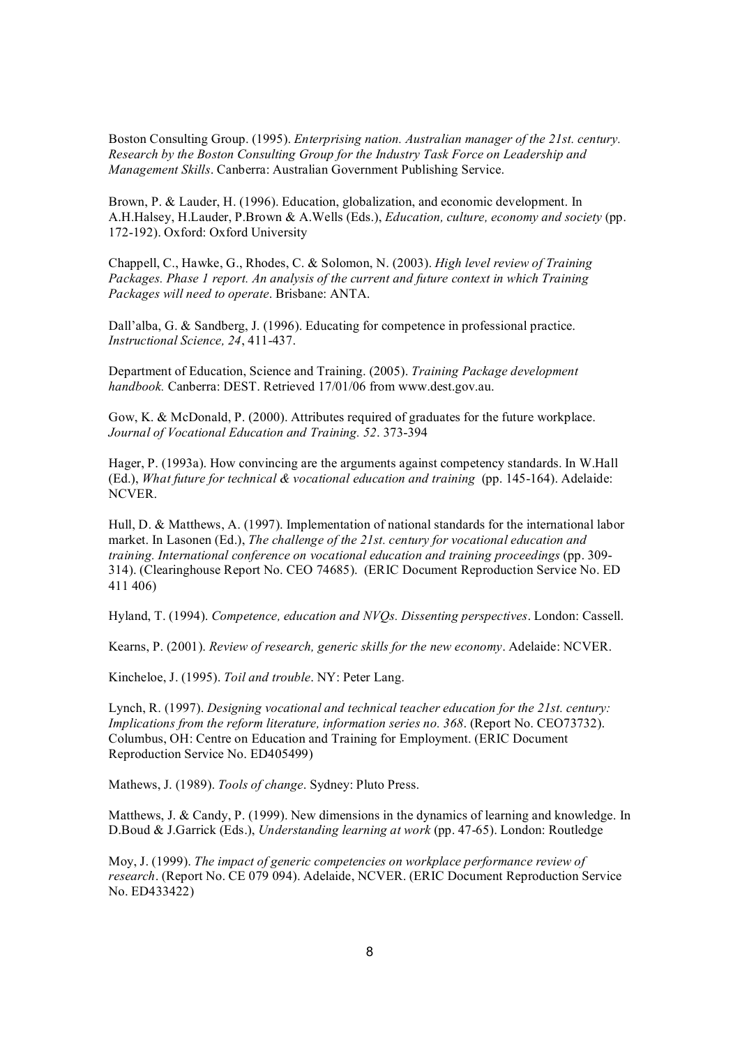Boston Consulting Group. (1995). *Enterprising nation. Australian manager of the 21st. century. Research by the Boston Consulting Group for the Industry Task Force on Leadership and Management Skills*. Canberra: Australian Government Publishing Service.

Brown, P. & Lauder, H. (1996). Education, globalization, and economic development. In A.H.Halsey, H.Lauder, P.Brown & A.Wells (Eds.), *Education, culture, economy and society* (pp. 172-192). Oxford: Oxford University

Chappell, C., Hawke, G., Rhodes, C. & Solomon, N. (2003). *High level review of Training Packages. Phase 1 report. An analysis of the current and future context in which Training Packages will need to operate*. Brisbane: ANTA.

Dall'alba, G. & Sandberg, J. (1996). Educating for competence in professional practice. *Instructional Science, 24*, 411-437.

Department of Education, Science and Training. (2005). *Training Package development handbook.* Canberra: DEST. Retrieved 17/01/06 from www.dest.gov.au.

Gow, K. & McDonald, P. (2000). Attributes required of graduates for the future workplace. *Journal of Vocational Education and Training. 52*. 373-394

Hager, P. (1993a). How convincing are the arguments against competency standards. In W.Hall (Ed.), *What future for technical & vocational education and training* (pp. 145-164). Adelaide: NCVER.

Hull, D. & Matthews, A. (1997). Implementation of national standards for the international labor market. In Lasonen (Ed.), *The challenge of the 21st. century for vocational education and training. International conference on vocational education and training proceedings* (pp. 309-314). (Clearinghouse Report No. CEO 74685). (ERIC Document Reproduction Service No. ED 411 406)

Hyland, T. (1994). *Competence, education and NVQs. Dissenting perspectives*. London: Cassell.

Kearns, P. (2001). *Review of research, generic skills for the new economy*. Adelaide: NCVER.

Kincheloe, J. (1995). *Toil and trouble*. NY: Peter Lang.

Lynch, R. (1997). *Designing vocational and technical teacher education for the 21st. century: Implications from the reform literature, information series no. 368*. (Report No. CEO73732). Columbus, OH: Centre on Education and Training for Employment. (ERIC Document Reproduction Service No. ED405499)

Mathews, J. (1989). *Tools of change*. Sydney: Pluto Press.

Matthews, J. & Candy, P. (1999). New dimensions in the dynamics of learning and knowledge. In D.Boud & J.Garrick (Eds.), *Understanding learning at work* (pp. 47-65). London: Routledge

Moy, J. (1999). *The impact of generic competencies on workplace performance review of research*. (Report No. CE 079 094). Adelaide, NCVER. (ERIC Document Reproduction Service No. ED433422)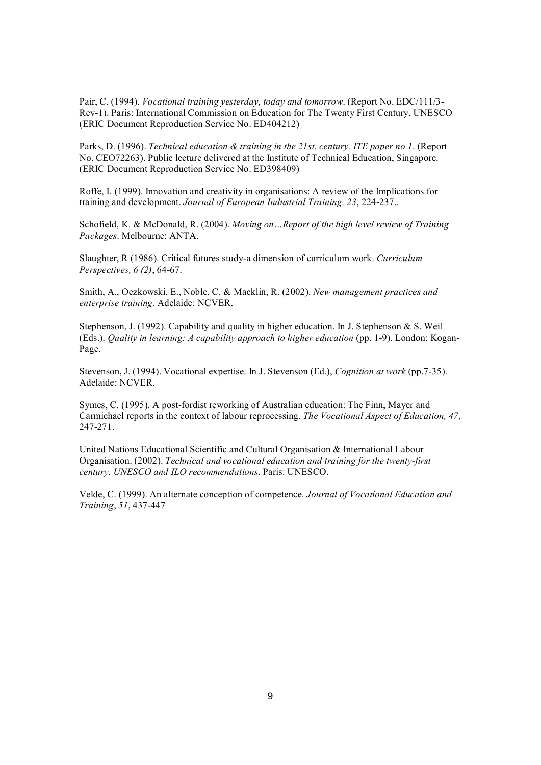Pair, C. (1994). *Vocational training yesterday, today and tomorrow*. (Report No. EDC/111/3-Rev-1). Paris: International Commission on Education for The Twenty First Century, UNESCO (ERIC Document Reproduction Service No. ED404212)

Parks, D. (1996). *Technical education & training in the 21st. century. ITE paper no.1*. (Report No. CEO72263). Public lecture delivered at the Institute of Technical Education, Singapore. (ERIC Document Reproduction Service No. ED398409)

Roffe, I. (1999). Innovation and creativity in organisations: A review of the Implications for training and development. *Journal of European Industrial Training, 23*, 224-237..

Schofield, K. & McDonald, R. (2004). *Moving on…Report of the high level review of Training Packages*. Melbourne: ANTA.

Slaughter, R (1986). Critical futures study-a dimension of curriculum work. *Curriculum Perspectives, 6 (2)*, 64-67.

Smith, A., Oczkowski, E., Noble, C. & Macklin, R. (2002). *New management practices and enterprise training*. Adelaide: NCVER.

Stephenson, J. (1992). Capability and quality in higher education. In J. Stephenson & S. Weil (Eds.). *Quality in learning: A capability approach to higher education* (pp. 1-9). London: Kogan-Page.

Stevenson, J. (1994). Vocational expertise. In J. Stevenson (Ed.), *Cognition at work* (pp.7-35). Adelaide: NCVER.

Symes, C. (1995). A post-fordist reworking of Australian education: The Finn, Mayer and Carmichael reports in the context of labour reprocessing. *The Vocational Aspect of Education, 47*, 247-271.

United Nations Educational Scientific and Cultural Organisation & International Labour Organisation. (2002). *Technical and vocational education and training for the twenty-first century. UNESCO and ILO recommendations*. Paris: UNESCO.

Velde, C. (1999). An alternate conception of competence. *Journal of Vocational Education and Training*, *51*, 437-447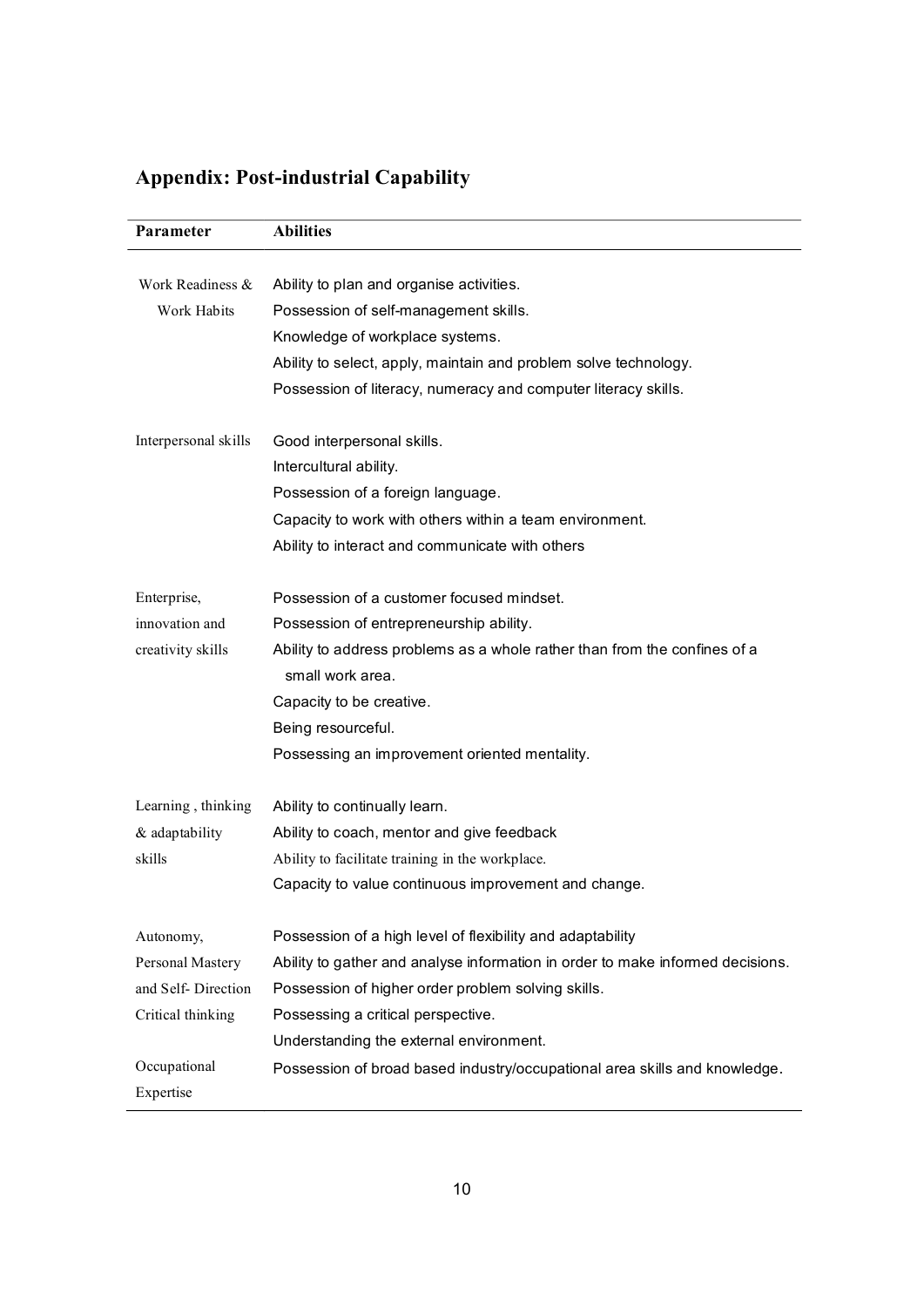## Appendix: Post-industrial Capability

| Parameter | Abilities |
|---|---|
| Work Readiness & Work Habits | Ability to plan and organise activities. |
| | Possession of self-management skills. |
| | Knowledge of workplace systems. |
| | Ability to select, apply, maintain and problem solve technology. |
| | Possession of literacy, numeracy and computer literacy skills. |
| Interpersonal skills | Good interpersonal skills. |
| | Intercultural ability. |
| | Possession of a foreign language. |
| | Capacity to work with others within a team environment. |
| | Ability to interact and communicate with others |
| Enterprise, innovation and creativity skills | Possession of a customer focused mindset. |
| | Possession of entrepreneurship ability. |
| | Ability to address problems as a whole rather than from the confines of a small work area. |
| | Capacity to be creative. |
| | Being resourceful. |
| | Possessing an improvement oriented mentality. |
| Learning , thinking & adaptability skills | Ability to continually learn. |
| | Ability to coach, mentor and give feedback |
| | Ability to facilitate training in the workplace. |
| | Capacity to value continuous improvement and change. |
| Autonomy, Personal Mastery and Self- Direction Critical thinking | Possession of a high level of flexibility and adaptability |
| | Ability to gather and analyse information in order to make informed decisions. |
| | Possession of higher order problem solving skills. |
| | Possessing a critical perspective. |
| | Understanding the external environment. |
| Occupational Expertise | Possession of broad based industry/occupational area skills and knowledge. |